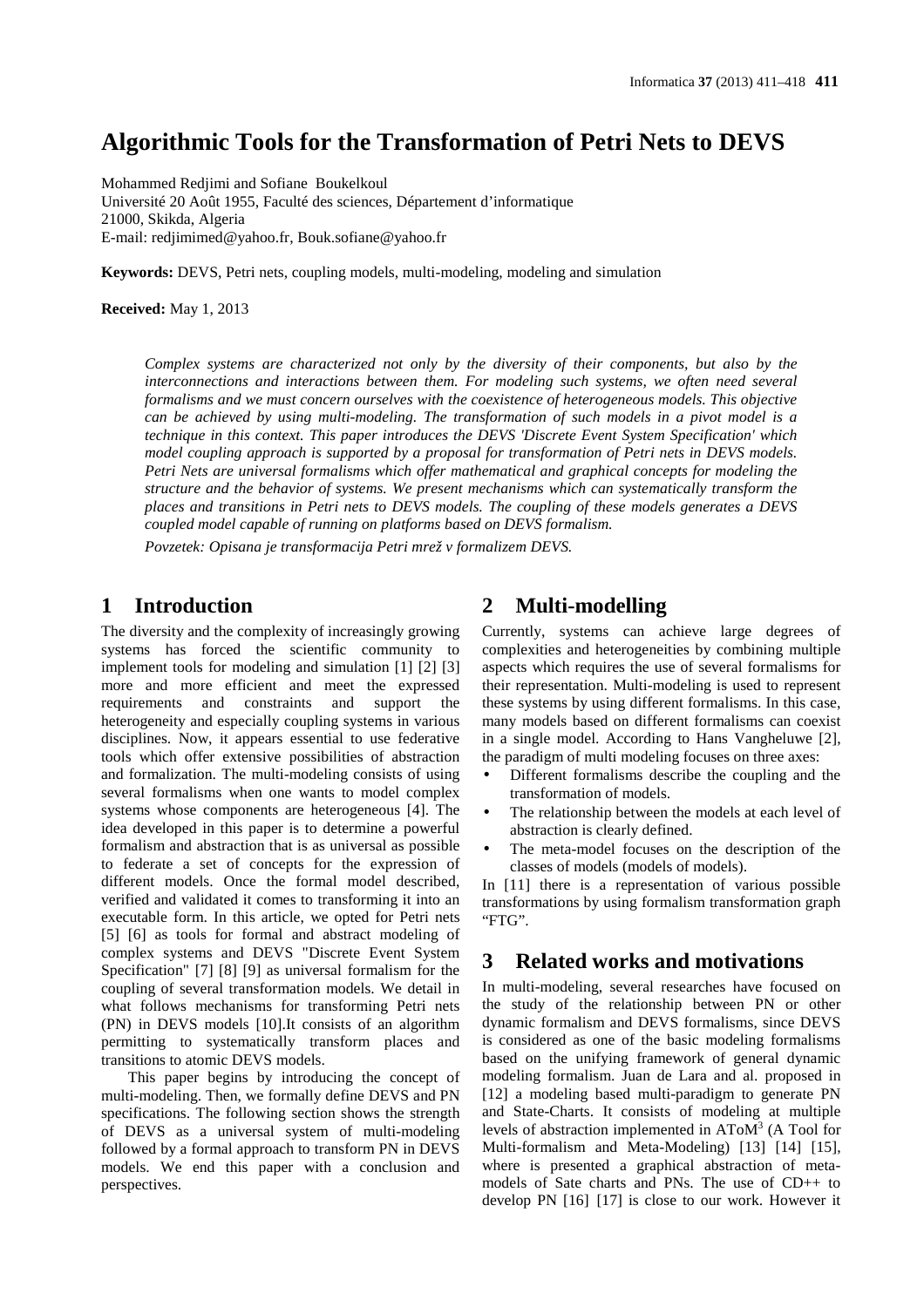# Algorithmic Tools for the Transformation of Petri Nets to DEVS

Mohammed Redjimi and Sofiane Boukelkoul
Université 20 Août 1955, Faculté des sciences, Département d'informatique
21000, Skikda, Algeria
E-mail: redjimimed@yahoo.fr, Bouk.sofiane@yahoo.fr

**Keywords:** DEVS, Petri nets, coupling models, multi-modeling, modeling and simulation

**Received:** May 1, 2013

*Complex systems are characterized not only by the diversity of their components, but also by the interconnections and interactions between them. For modeling such systems, we often need several formalisms and we must concern ourselves with the coexistence of heterogeneous models. This objective can be achieved by using multi-modeling. The transformation of such models in a pivot model is a technique in this context. This paper introduces the DEVS 'Discrete Event System Specification' which model coupling approach is supported by a proposal for transformation of Petri nets in DEVS models. Petri Nets are universal formalisms which offer mathematical and graphical concepts for modeling the structure and the behavior of systems. We present mechanisms which can systematically transform the places and transitions in Petri nets to DEVS models. The coupling of these models generates a DEVS coupled model capable of running on platforms based on DEVS formalism.*

*Povzetek: Opisana je transformacija Petri mrež v formalizem DEVS.*

## 1 Introduction

The diversity and the complexity of increasingly growing systems has forced the scientific community to implement tools for modeling and simulation [1] [2] [3] more and more efficient and meet the expressed requirements and constraints and support the heterogeneity and especially coupling systems in various disciplines. Now, it appears essential to use federative tools which offer extensive possibilities of abstraction and formalization. The multi-modeling consists of using several formalisms when one wants to model complex systems whose components are heterogeneous [4]. The idea developed in this paper is to determine a powerful formalism and abstraction that is as universal as possible to federate a set of concepts for the expression of different models. Once the formal model described, verified and validated it comes to transforming it into an executable form. In this article, we opted for Petri nets [5] [6] as tools for formal and abstract modeling of complex systems and DEVS "Discrete Event System Specification" [7] [8] [9] as universal formalism for the coupling of several transformation models. We detail in what follows mechanisms for transforming Petri nets (PN) in DEVS models [10].It consists of an algorithm permitting to systematically transform places and transitions to atomic DEVS models.

This paper begins by introducing the concept of multi-modeling. Then, we formally define DEVS and PN specifications. The following section shows the strength of DEVS as a universal system of multi-modeling followed by a formal approach to transform PN in DEVS models. We end this paper with a conclusion and perspectives.

## 2 Multi-modelling

Currently, systems can achieve large degrees of complexities and heterogeneities by combining multiple aspects which requires the use of several formalisms for their representation. Multi-modeling is used to represent these systems by using different formalisms. In this case, many models based on different formalisms can coexist in a single model. According to Hans Vangheluwe [2], the paradigm of multi modeling focuses on three axes:

- Different formalisms describe the coupling and the transformation of models.
- The relationship between the models at each level of abstraction is clearly defined.
- The meta-model focuses on the description of the classes of models (models of models).

In [11] there is a representation of various possible transformations by using formalism transformation graph "FTG".

## 3 Related works and motivations

In multi-modeling, several researches have focused on the study of the relationship between PN or other dynamic formalism and DEVS formalisms, since DEVS is considered as one of the basic modeling formalisms based on the unifying framework of general dynamic modeling formalism. Juan de Lara and al. proposed in [12] a modeling based multi-paradigm to generate PN and State-Charts. It consists of modeling at multiple levels of abstraction implemented in $AToM^3$ (A Tool for Multi-formalism and Meta-Modeling) [13] [14] [15], where is presented a graphical abstraction of meta-models of Sate charts and PNs. The use of CD++ to develop PN [16] [17] is close to our work. However it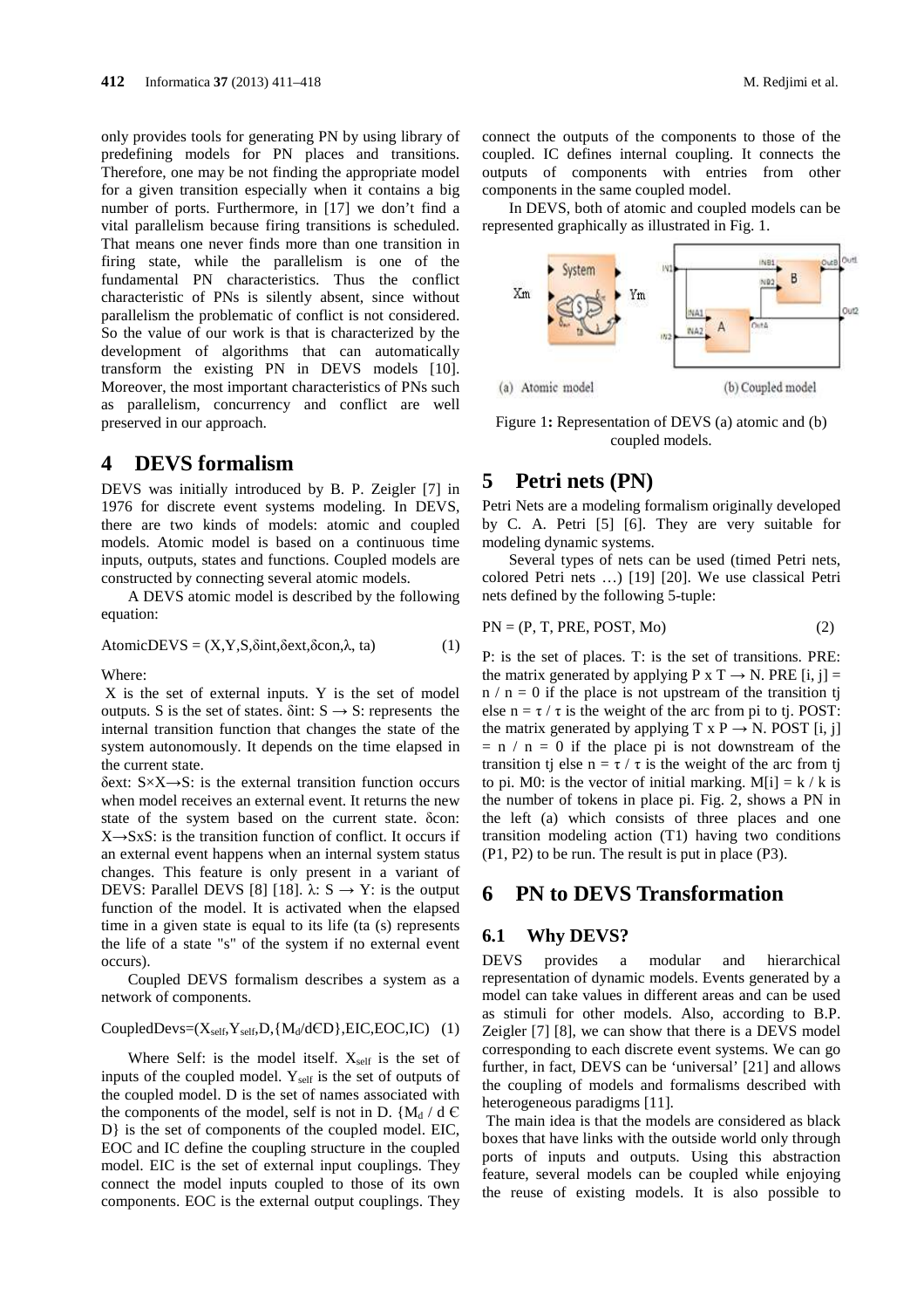only provides tools for generating PN by using library of predefining models for PN places and transitions. Therefore, one may be not finding the appropriate model for a given transition especially when it contains a big number of ports. Furthermore, in [17] we don't find a vital parallelism because firing transitions is scheduled. That means one never finds more than one transition in firing state, while the parallelism is one of the fundamental PN characteristics. Thus the conflict characteristic of PNs is silently absent, since without parallelism the problematic of conflict is not considered. So the value of our work is that is characterized by the development of algorithms that can automatically transform the existing PN in DEVS models [10]. Moreover, the most important characteristics of PNs such as parallelism, concurrency and conflict are well preserved in our approach.

## 4 DEVS formalism

DEVS was initially introduced by B. P. Zeigler [7] in 1976 for discrete event systems modeling. In DEVS, there are two kinds of models: atomic and coupled models. Atomic model is based on a continuous time inputs, outputs, states and functions. Coupled models are constructed by connecting several atomic models.

A DEVS atomic model is described by the following equation:

$$AtomicDEVS = (X, Y, S, \delta int, \delta ext, \delta con, \lambda, ta) \quad (1)$$

Where:

X is the set of external inputs. Y is the set of model outputs. S is the set of states. $\delta int: S \rightarrow S$: represents the internal transition function that changes the state of the system autonomously. It depends on the time elapsed in the current state.

$\delta ext: S \times X \rightarrow S$: is the external transition function occurs when model receives an external event. It returns the new state of the system based on the current state. $\delta con: X \rightarrow SxS$: is the transition function of conflict. It occurs if an external event happens when an internal system status changes. This feature is only present in a variant of DEVS: Parallel DEVS [8] [18]. $\lambda: S \rightarrow Y$: is the output function of the model. It is activated when the elapsed time in a given state is equal to its life (ta (s) represents the life of a state "s" of the system if no external event occurs).

Coupled DEVS formalism describes a system as a network of components.

$$CoupledDevs = (X_{self}, Y_{self}, D, \{M_d / d \in D\}, EIC, EOC, IC) \quad (1)$$

Where Self: is the model itself. $X_{self}$ is the set of inputs of the coupled model. $Y_{self}$ is the set of outputs of the coupled model. D is the set of names associated with the components of the model, self is not in D. $\{M_d / d \in D\}$ is the set of components of the coupled model. EIC, EOC and IC define the coupling structure in the coupled model. EIC is the set of external input couplings. They connect the model inputs coupled to those of its own components. EOC is the external output couplings. They connect the outputs of the components to those of the coupled. IC defines internal coupling. It connects the outputs of components with entries from other components in the same coupled model.

In DEVS, both of atomic and coupled models can be represented graphically as illustrated in Fig. 1.

(a) Atomic model (b) Coupled model

Figure 1: Representation of DEVS (a) atomic and (b) coupled models.

## 5 Petri nets (PN)

Petri Nets are a modeling formalism originally developed by C. A. Petri [5] [6]. They are very suitable for modeling dynamic systems.

Several types of nets can be used (timed Petri nets, colored Petri nets …) [19] [20]. We use classical Petri nets defined by the following 5-tuple:

$$PN = (P, T, PRE, POST, Mo) \quad (2)$$

P: is the set of places. T: is the set of transitions. PRE: the matrix generated by applying $P \times T \rightarrow N$. PRE [i, j] = n / n = 0 if the place is not upstream of the transition tj else n = $\tau$ / $\tau$ is the weight of the arc from pi to tj. POST: the matrix generated by applying $T \times P \rightarrow N$. POST [i, j] = n / n = 0 if the place pi is not downstream of the transition tj else n = $\tau$ / $\tau$ is the weight of the arc from tj to pi. M0: is the vector of initial marking. M[i] = k / k is the number of tokens in place pi. Fig. 2, shows a PN in the left (a) which consists of three places and one transition modeling action (T1) having two conditions (P1, P2) to be run. The result is put in place (P3).

## 6 PN to DEVS Transformation

### 6.1 Why DEVS?

DEVS provides a modular and hierarchical representation of dynamic models. Events generated by a model can take values in different areas and can be used as stimuli for other models. Also, according to B.P. Zeigler [7] [8], we can show that there is a DEVS model corresponding to each discrete event systems. We can go further, in fact, DEVS can be 'universal' [21] and allows the coupling of models and formalisms described with heterogeneous paradigms [11].

The main idea is that the models are considered as black boxes that have links with the outside world only through ports of inputs and outputs. Using this abstraction feature, several models can be coupled while enjoying the reuse of existing models. It is also possible to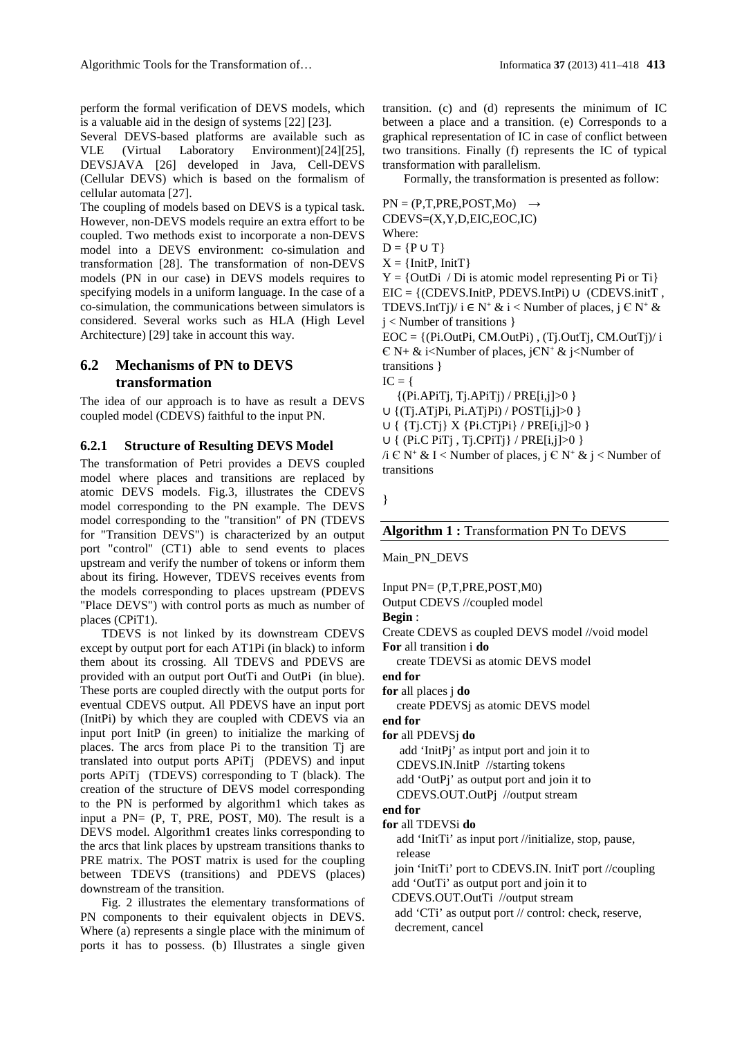perform the formal verification of DEVS models, which is a valuable aid in the design of systems [22] [23].

Several DEVS-based platforms are available such as VLE (Virtual Laboratory Environment)[24][25], DEVSJAVA [26] developed in Java, Cell-DEVS (Cellular DEVS) which is based on the formalism of cellular automata [27].

The coupling of models based on DEVS is a typical task. However, non-DEVS models require an extra effort to be coupled. Two methods exist to incorporate a non-DEVS model into a DEVS environment: co-simulation and transformation [28]. The transformation of non-DEVS models (PN in our case) in DEVS models requires to specifying models in a uniform language. In the case of a co-simulation, the communications between simulators is considered. Several works such as HLA (High Level Architecture) [29] take in account this way.

## 6.2 Mechanisms of PN to DEVS transformation

The idea of our approach is to have as result a DEVS coupled model (CDEVS) faithful to the input PN.

### 6.2.1 Structure of Resulting DEVS Model

The transformation of Petri provides a DEVS coupled model where places and transitions are replaced by atomic DEVS models. Fig.3, illustrates the CDEVS model corresponding to the PN example. The DEVS model corresponding to the "transition" of PN (TDEVS for "Transition DEVS") is characterized by an output port "control" (CT1) able to send events to places upstream and verify the number of tokens or inform them about its firing. However, TDEVS receives events from the models corresponding to places upstream (PDEVS "Place DEVS") with control ports as much as number of places (CPiT1).

TDEVS is not linked by its downstream CDEVS except by output port for each AT1Pi (in black) to inform them about its crossing. All TDEVS and PDEVS are provided with an output port OutTi and OutPi (in blue). These ports are coupled directly with the output ports for eventual CDEVS output. All PDEVS have an input port (InitPi) by which they are coupled with CDEVS via an input port InitP (in green) to initialize the marking of places. The arcs from place Pi to the transition Tj are translated into output ports APiTj (PDEVS) and input ports APiTj (TDEVS) corresponding to T (black). The creation of the structure of DEVS model corresponding to the PN is performed by algorithm1 which takes as input a PN= (P, T, PRE, POST, M0). The result is a DEVS model. Algorithm1 creates links corresponding to the arcs that link places by upstream transitions thanks to PRE matrix. The POST matrix is used for the coupling between TDEVS (transitions) and PDEVS (places) downstream of the transition.

Fig. 2 illustrates the elementary transformations of PN components to their equivalent objects in DEVS. Where (a) represents a single place with the minimum of ports it has to possess. (b) Illustrates a single given transition. (c) and (d) represents the minimum of IC between a place and a transition. (e) Corresponds to a graphical representation of IC in case of conflict between two transitions. Finally (f) represents the IC of typical transformation with parallelism.

Formally, the transformation is presented as follow:

PN = (P,T,PRE,POST,Mo) $\rightarrow$
CDEVS=(X,Y,D,EIC,EOC,IC)
Where:
D = {P ∪ T}
X = {InitP, InitT}
Y = {OutDi / Di is atomic model representing Pi or Ti}
EIC = {(CDEVS.InitP, PDEVS.IntPi) ∪ (CDEVS.initT , TDEVS.IntTj)/ i ∈ $N^+$ & i < Number of places, j Є $N^+$ & j < Number of transitions }
EOC = {(Pi.OutPi, CM.OutPi) , (Tj.OutTj, CM.OutTj)/ i Є N+ & i<Number of places, jЄ$N^+$ & j<Number of transitions }
IC = {
{(Pi.APiTj, Tj.APiTj) / PRE[i,j]>0 }
∪ {(Tj.ATjPi, Pi.ATjPi) / POST[i,j]>0 }
∪ { {Tj.CTj} X {Pi.CTjPi} / PRE[i,j]>0 }
∪ { (Pi.C PiTj , Tj.CPiTj} / PRE[i,j]>0 }
/i Є $N^+$ & I < Number of places, j Є $N^+$ & j < Number of transitions

}

**Algorithm 1 :** Transformation PN To DEVS

```
Main_PN_DEVS

Input PN= (P,T,PRE,POST,M0)
Output CDEVS //coupled model
Begin :
Create CDEVS as coupled DEVS model //void model
For all transition i do
   create TDEVSi as atomic DEVS model
end for
for all places j do
   create PDEVSj as atomic DEVS model
end for
for all PDEVSj do
    add 'InitPj' as intput port and join it to
   CDEVS.IN.InitP //starting tokens
   add 'OutPj' as output port and join it to
   CDEVS.OUT.OutPj //output stream
end for
for all TDEVSi do
   add 'InitTi' as input port //initialize, stop, pause,
   release
  join 'InitTi' port to CDEVS.IN. InitT port //coupling
  add 'OutTi' as output port and join it to
  CDEVS.OUT.OutTi //output stream
   add 'CTi' as output port // control: check, reserve,
   decrement, cancel
```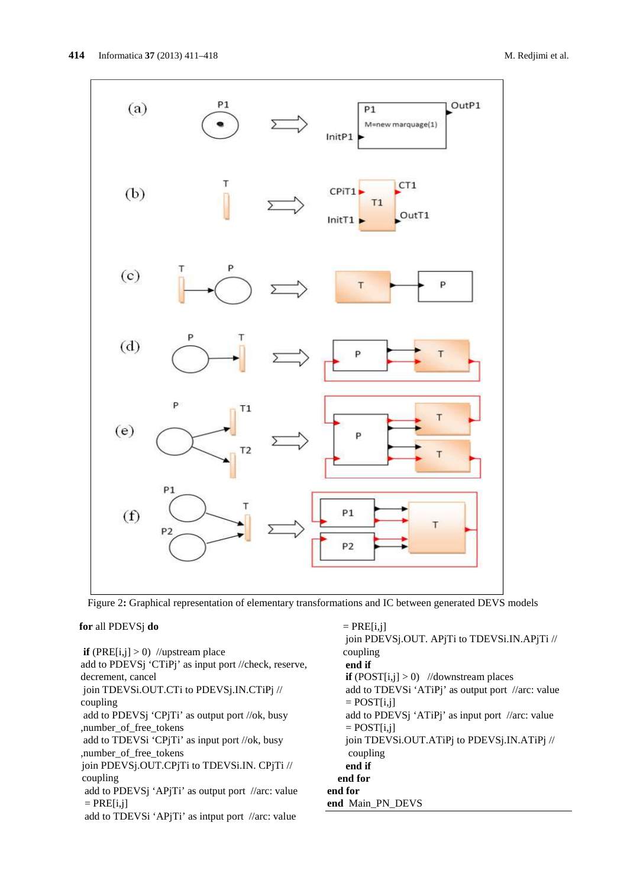Figure 2: Graphical representation of elementary transformations and IC between generated DEVS models

```
for all PDEVSj do

 if (PRE[i,j] > 0)  //upstream place
add to PDEVSj 'CTiPj' as input port //check, reserve,
decrement, cancel
 join TDEVSi.OUT.CTi to PDEVSj.IN.CTiPj //
coupling
 add to PDEVSj 'CPjTi' as output port //ok, busy
,number_of_free_tokens
 add to TDEVSi 'CPjTi' as input port //ok, busy
,number_of_free_tokens
 join PDEVSj.OUT.CPjTi to TDEVSi.IN. CPjTi //
coupling
 add to PDEVSj 'APjTi' as output port  //arc: value
 = PRE[i,j]
 add to TDEVSi 'APjTi' as intput port  //arc: value
 = PRE[i,j]
 join PDEVSj.OUT. APjTi to TDEVSi.IN.APjTi //
coupling
 end if
 if (POST[i,j] > 0)   //downstream places
 add to TDEVSi 'ATiPj' as output port  //arc: value
 = POST[i,j]
 add to PDEVSj 'ATiPj' as input port  //arc: value
 = POST[i,j]
 join TDEVSi.OUT.ATiPj to PDEVSj.IN.ATiPj //
  coupling
 end if
end for
end for
end  Main_PN_DEVS
```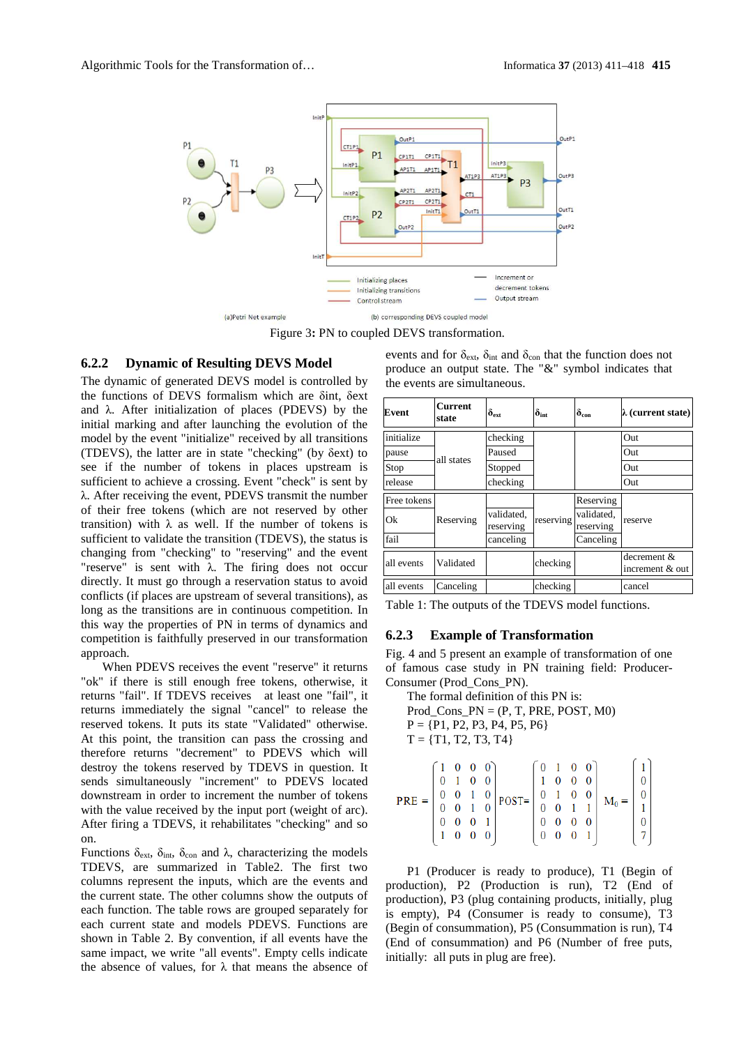Figure 3: PN to coupled DEVS transformation.

### 6.2.2 Dynamic of Resulting DEVS Model

The dynamic of generated DEVS model is controlled by the functions of DEVS formalism which are δint, δext and λ. After initialization of places (PDEVS) by the initial marking and after launching the evolution of the model by the event "initialize" received by all transitions (TDEVS), the latter are in state "checking" (by δext) to see if the number of tokens in places upstream is sufficient to achieve a crossing. Event "check" is sent by λ. After receiving the event, PDEVS transmit the number of their free tokens (which are not reserved by other transition) with λ as well. If the number of tokens is sufficient to validate the transition (TDEVS), the status is changing from "checking" to "reserving" and the event "reserve" is sent with λ. The firing does not occur directly. It must go through a reservation status to avoid conflicts (if places are upstream of several transitions), as long as the transitions are in continuous competition. In this way the properties of PN in terms of dynamics and competition is faithfully preserved in our transformation approach.

When PDEVS receives the event "reserve" it returns "ok" if there is still enough free tokens, otherwise, it returns "fail". If TDEVS receives at least one "fail", it returns immediately the signal "cancel" to release the reserved tokens. It puts its state "Validated" otherwise. At this point, the transition can pass the crossing and therefore returns "decrement" to PDEVS which will destroy the tokens reserved by TDEVS in question. It sends simultaneously "increment" to PDEVS located downstream in order to increment the number of tokens with the value received by the input port (weight of arc). After firing a TDEVS, it rehabilitates "checking" and so on.

Functions $\delta_{ext}$, $\delta_{int}$, $\delta_{con}$ and $\lambda$, characterizing the models TDEVS, are summarized in Table2. The first two columns represent the inputs, which are the events and the current state. The other columns show the outputs of each function. The table rows are grouped separately for each current state and models PDEVS. Functions are shown in Table 2. By convention, if all events have the same impact, we write "all events". Empty cells indicate the absence of values, for $\lambda$ that means the absence of events and for $\delta_{ext}$, $\delta_{int}$ and $\delta_{con}$ that the function does not produce an output state. The "&" symbol indicates that the events are simultaneous.

| Event | Current state | $\delta_{ext}$ | $\delta_{int}$ | $\delta_{con}$ | $\lambda$ (current state) |
|---|---|---|---|---|---|
| initialize | all states | checking | | | Out |
| pause | | Paused | | | Out |
| Stop | | Stopped | | | Out |
| release | | checking | | | Out |
| Free tokens | Reserving | | reserving | Reserving | reserve |
| Ok | | validated, reserving | | validated, reserving | |
| fail | | canceling | | Canceling | |
| all events | Validated | | checking | | decrement & increment & out |
| all events | Canceling | | checking | | cancel |

Table 1: The outputs of the TDEVS model functions.

### 6.2.3 Example of Transformation

Fig. 4 and 5 present an example of transformation of one of famous case study in PN training field: Producer-Consumer (Prod_Cons_PN).

The formal definition of this PN is:

Prod_Cons_PN = (P, T, PRE, POST, M0)

P = {P1, P2, P3, P4, P5, P6}

T = {T1, T2, T3, T4}

$$PRE = \begin{bmatrix} 1 & 0 & 0 & 0 \\ 0 & 1 & 0 & 0 \\ 0 & 0 & 1 & 0 \\ 0 & 0 & 1 & 0 \\ 0 & 0 & 0 & 1 \\ 1 & 0 & 0 & 0 \end{bmatrix} \quad POST = \begin{bmatrix} 0 & 1 & 0 & 0 \\ 1 & 0 & 0 & 0 \\ 0 & 1 & 0 & 0 \\ 0 & 0 & 1 & 1 \\ 0 & 0 & 0 & 0 \\ 0 & 0 & 0 & 1 \end{bmatrix} \quad M_0 = \begin{bmatrix} 1 \\ 0 \\ 0 \\ 1 \\ 0 \\ 7 \end{bmatrix}$$

P1 (Producer is ready to produce), T1 (Begin of production), P2 (Production is run), T2 (End of production), P3 (plug containing products, initially, plug is empty), P4 (Consumer is ready to consume), T3 (Begin of consummation), P5 (Consummation is run), T4 (End of consummation) and P6 (Number of free puts, initially: all puts in plug are free).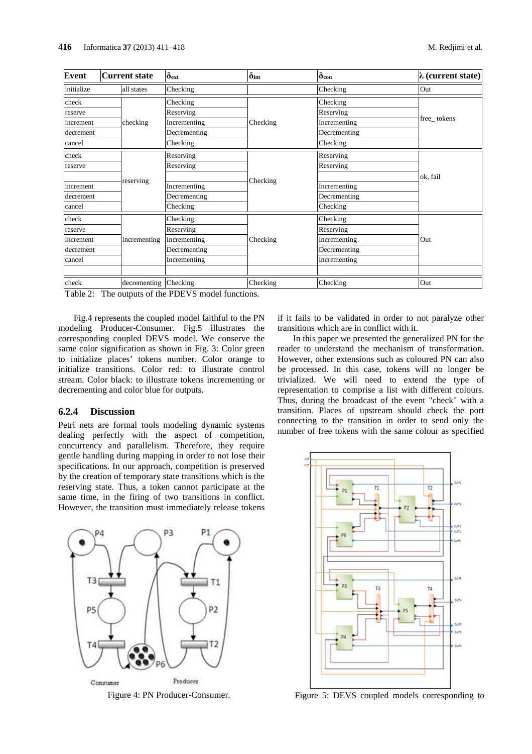| Event | Current state | $\delta_{ext}$ | $\delta_{int}$ | $\delta_{con}$ | $\lambda$ (current state) |
|---|---|---|---|---|---|
| initialize | all states | Checking | | Checking | Out |
| check | checking | Checking | Checking | Checking | free_ tokens |
| reserve | | Reserving | | Reserving | |
| increment | | Incrementing | | Incrementing | |
| decrement | | Decrementing | | Decrementing | |
| cancel | | Checking | | Checking | |
| check | reserving | Reserving | Checking | Reserving | ok, fail |
| reserve | | Reserving | | Reserving | |
| | | | | | |
| increment | | Incrementing | | Incrementing | |
| decrement | | Decrementing | | Decrementing | |
| cancel | | Checking | | Checking | |
| check | incrementing | Checking | Checking | Checking | Out |
| reserve | | Reserving | | Reserving | |
| increment | | Incrementing | | Incrementing | |
| decrement | | Decrementing | | Decrementing | |
| cancel | | Incrementing | | Incrementing | |
| | | | | | |
| check | decrementing | Checking | Checking | Checking | Out |

Table 2: The outputs of the PDEVS model functions.

Fig.4 represents the coupled model faithful to the PN modeling Producer-Consumer. Fig.5 illustrates the corresponding coupled DEVS model. We conserve the same color signification as shown in Fig. 3: Color green to initialize places' tokens number. Color orange to initialize transitions. Color red: to illustrate control stream. Color black: to illustrate tokens incrementing or decrementing and color blue for outputs.

### 6.2.4 Discussion

Petri nets are formal tools modeling dynamic systems dealing perfectly with the aspect of competition, concurrency and parallelism. Therefore, they require gentle handling during mapping in order to not lose their specifications. In our approach, competition is preserved by the creation of temporary state transitions which is the reserving state. Thus, a token cannot participate at the same time, in the firing of two transitions in conflict. However, the transition must immediately release tokens if it fails to be validated in order to not paralyze other transitions which are in conflict with it.

In this paper we presented the generalized PN for the reader to understand the mechanism of transformation. However, other extensions such as coloured PN can also be processed. In this case, tokens will no longer be trivialized. We will need to extend the type of representation to comprise a list with different colours. Thus, during the broadcast of the event "check" with a transition. Places of upstream should check the port connecting to the transition in order to send only the number of free tokens with the same colour as specified

Figure 4: PN Producer-Consumer.

Figure 5: DEVS coupled models corresponding to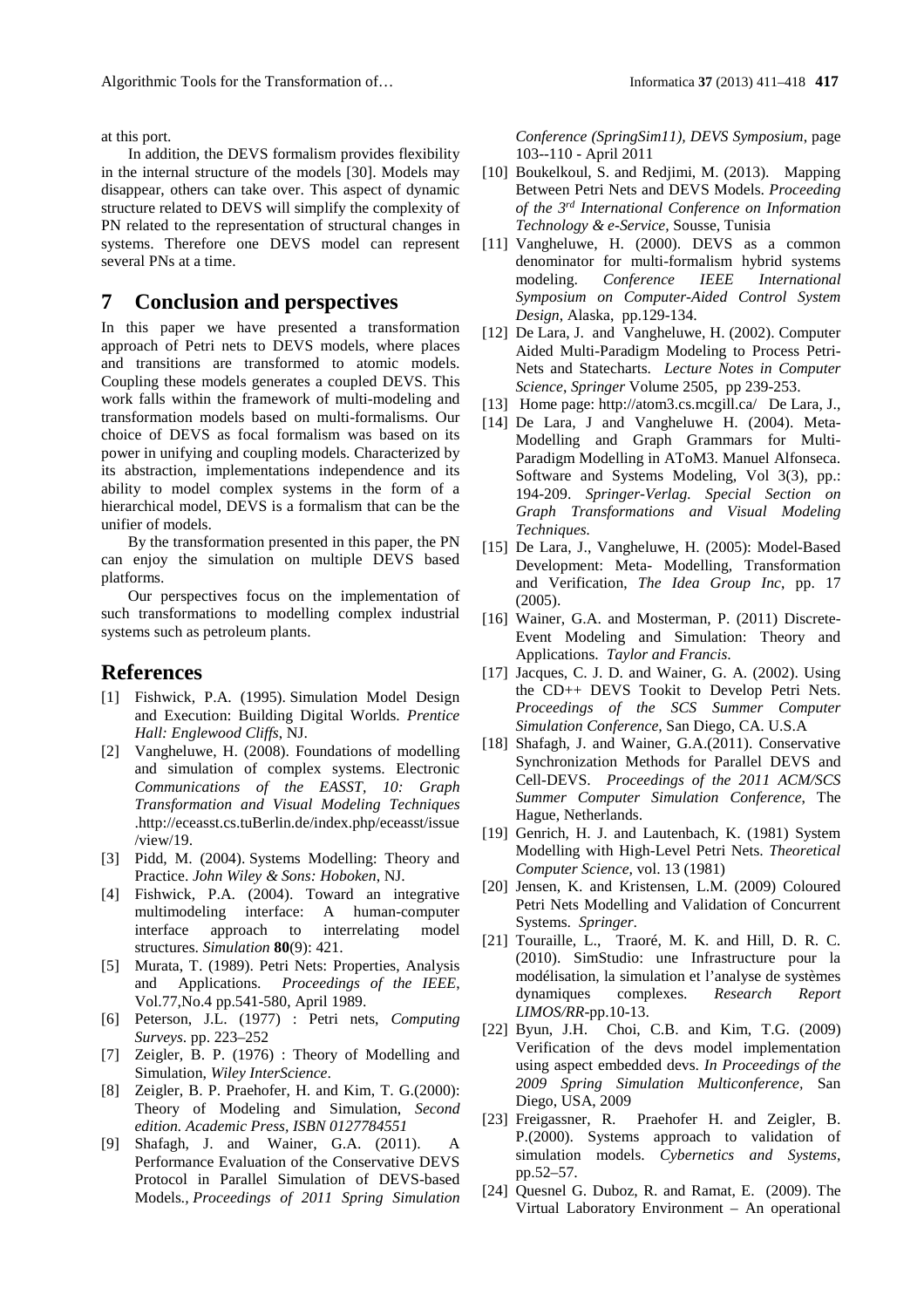at this port.

In addition, the DEVS formalism provides flexibility in the internal structure of the models [30]. Models may disappear, others can take over. This aspect of dynamic structure related to DEVS will simplify the complexity of PN related to the representation of structural changes in systems. Therefore one DEVS model can represent several PNs at a time.

# 7 Conclusion and perspectives

In this paper we have presented a transformation approach of Petri nets to DEVS models, where places and transitions are transformed to atomic models. Coupling these models generates a coupled DEVS. This work falls within the framework of multi-modeling and transformation models based on multi-formalisms. Our choice of DEVS as focal formalism was based on its power in unifying and coupling models. Characterized by its abstraction, implementations independence and its ability to model complex systems in the form of a hierarchical model, DEVS is a formalism that can be the unifier of models.

By the transformation presented in this paper, the PN can enjoy the simulation on multiple DEVS based platforms.

Our perspectives focus on the implementation of such transformations to modelling complex industrial systems such as petroleum plants.

# References

- [1] Fishwick, P.A. (1995). Simulation Model Design and Execution: Building Digital Worlds. *Prentice Hall: Englewood Cliffs*, NJ.
- [2] Vangheluwe, H. (2008). Foundations of modelling and simulation of complex systems. Electronic *Communications of the EASST, 10: Graph Transformation and Visual Modeling Techniques* .http://eceasst.cs.tuBerlin.de/index.php/eceasst/issue/view/19.
- [3] Pidd, M. (2004). Systems Modelling: Theory and Practice. *John Wiley & Sons: Hoboken*, NJ.
- [4] Fishwick, P.A. (2004). Toward an integrative multimodeling interface: A human-computer interface approach to interrelating model structures. *Simulation* **80**(9): 421.
- [5] Murata, T. (1989). Petri Nets: Properties, Analysis and Applications. *Proceedings of the IEEE*, Vol.77,No.4 pp.541-580, April 1989.
- [6] Peterson, J.L. (1977) : Petri nets, *Computing Surveys*. pp. 223–252
- [7] Zeigler, B. P. (1976) : Theory of Modelling and Simulation, *Wiley InterScience*.
- [8] Zeigler, B. P. Praehofer, H. and Kim, T. G.(2000): Theory of Modeling and Simulation, *Second edition. Academic Press, ISBN 0127784551*
- [9] Shafagh, J. and Wainer, G.A. (2011). A Performance Evaluation of the Conservative DEVS Protocol in Parallel Simulation of DEVS-based Models*., Proceedings of 2011 Spring Simulation Conference (SpringSim11), DEVS Symposium*, page 103--110 - April 2011
- [10] Boukelkoul, S. and Redjimi, M. (2013). Mapping Between Petri Nets and DEVS Models. *Proceeding of the 3rd International Conference on Information Technology & e-Service*, Sousse, Tunisia
- [11] Vangheluwe, H. (2000). DEVS as a common denominator for multi-formalism hybrid systems modeling. *Conference IEEE International Symposium on Computer-Aided Control System Design*, Alaska, pp.129-134.
- [12] De Lara, J. and Vangheluwe, H. (2002). Computer Aided Multi-Paradigm Modeling to Process Petri-Nets and Statecharts. *Lecture Notes in Computer Science*, *Springer* Volume 2505, pp 239-253.
- [13] Home page: http://atom3.cs.mcgill.ca/ De Lara, J.,
- [14] De Lara, J and Vangheluwe H. (2004). Meta-Modelling and Graph Grammars for Multi-Paradigm Modelling in AToM3. Manuel Alfonseca. Software and Systems Modeling, Vol 3(3), pp.: 194-209. *Springer-Verlag. Special Section on Graph Transformations and Visual Modeling Techniques.*
- [15] De Lara, J., Vangheluwe, H. (2005): Model-Based Development: Meta- Modelling, Transformation and Verification, *The Idea Group Inc*, pp. 17 (2005).
- [16] Wainer, G.A. and Mosterman, P. (2011) Discrete-Event Modeling and Simulation: Theory and Applications. *Taylor and Francis*.
- [17] Jacques, C. J. D. and Wainer, G. A. (2002). Using the CD++ DEVS Tookit to Develop Petri Nets. *Proceedings of the SCS Summer Computer Simulation Conference*, San Diego, CA. U.S.A
- [18] Shafagh, J. and Wainer, G.A.(2011). Conservative Synchronization Methods for Parallel DEVS and Cell-DEVS. *Proceedings of the 2011 ACM/SCS Summer Computer Simulation Conference*, The Hague, Netherlands.
- [19] Genrich, H. J. and Lautenbach, K. (1981) System Modelling with High-Level Petri Nets. *Theoretical Computer Science*, vol. 13 (1981)
- [20] Jensen, K. and Kristensen, L.M. (2009) Coloured Petri Nets Modelling and Validation of Concurrent Systems. *Springer*.
- [21] Touraille, L., Traoré, M. K. and Hill, D. R. C. (2010). SimStudio: une Infrastructure pour la modélisation, la simulation et l'analyse de systèmes dynamiques complexes. *Research Report LIMOS/RR*-pp.10-13.
- [22] Byun, J.H. Choi, C.B. and Kim, T.G. (2009) Verification of the devs model implementation using aspect embedded devs. *In Proceedings of the 2009 Spring Simulation Multiconference*, San Diego, USA, 2009
- [23] Freigassner, R. Praehofer H. and Zeigler, B. P.(2000). Systems approach to validation of simulation models. *Cybernetics and Systems*, pp.52–57.
- [24] Quesnel G. Duboz, R. and Ramat, E. (2009). The Virtual Laboratory Environment – An operational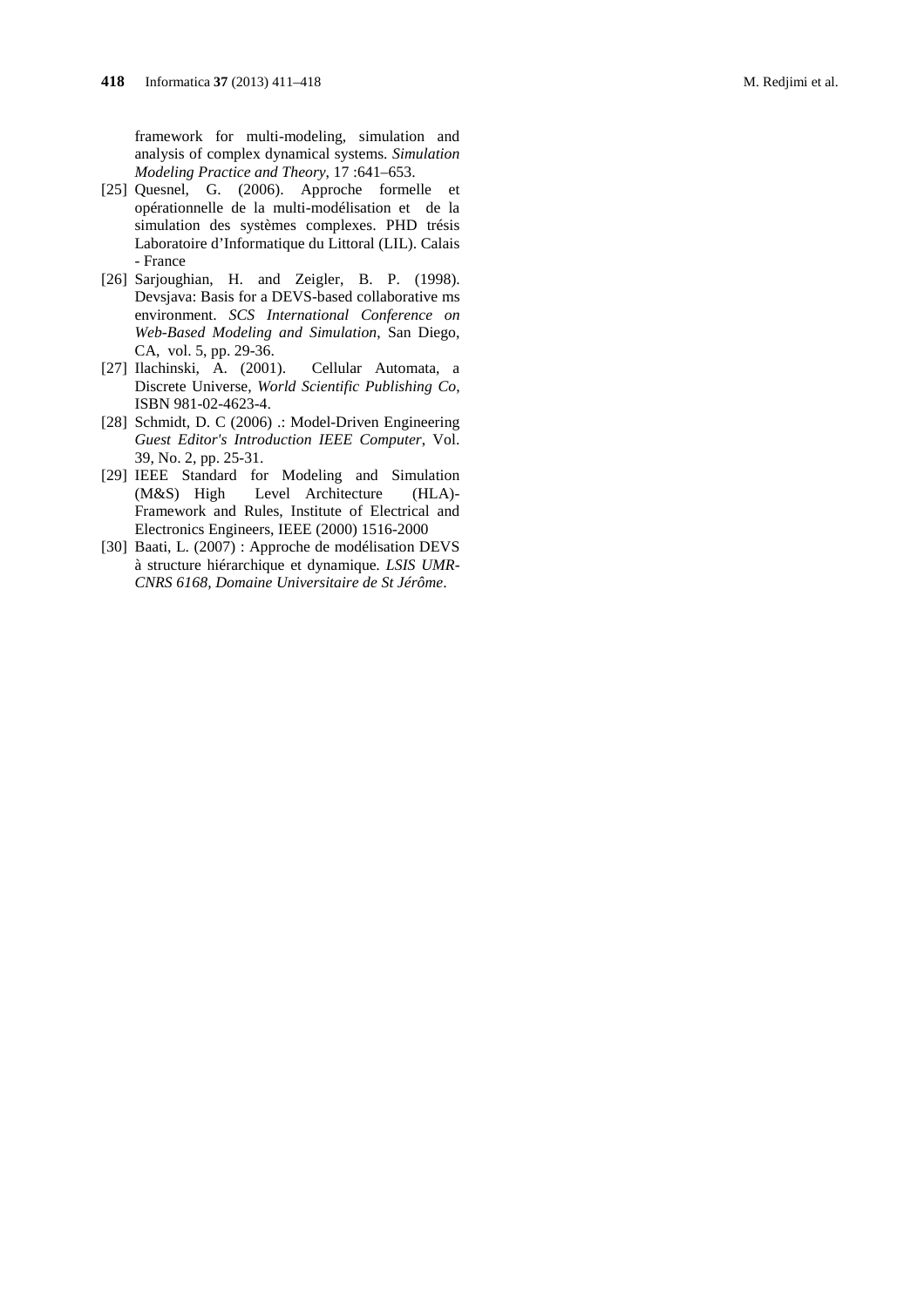framework for multi-modeling, simulation and analysis of complex dynamical systems. *Simulation Modeling Practice and Theory*, 17 :641–653.

[25] Quesnel, G. (2006). Approche formelle et opérationnelle de la multi-modélisation et de la simulation des systèmes complexes. PHD trésis Laboratoire d'Informatique du Littoral (LIL). Calais - France

[26] Sarjoughian, H. and Zeigler, B. P. (1998). Devsjava: Basis for a DEVS-based collaborative ms environment. *SCS International Conference on Web-Based Modeling and Simulation*, San Diego, CA, vol. 5, pp. 29-36.

[27] Ilachinski, A. (2001). Cellular Automata, a Discrete Universe, *World Scientific Publishing Co*, ISBN 981-02-4623-4.

[28] Schmidt, D. C (2006) .: Model-Driven Engineering *Guest Editor's Introduction IEEE Computer*, Vol. 39, No. 2, pp. 25-31.

[29] IEEE Standard for Modeling and Simulation (M&S) High Level Architecture (HLA)-Framework and Rules, Institute of Electrical and Electronics Engineers, IEEE (2000) 1516-2000

[30] Baati, L. (2007) : Approche de modélisation DEVS à structure hiérarchique et dynamique. *LSIS UMR-CNRS 6168, Domaine Universitaire de St Jérôme*.